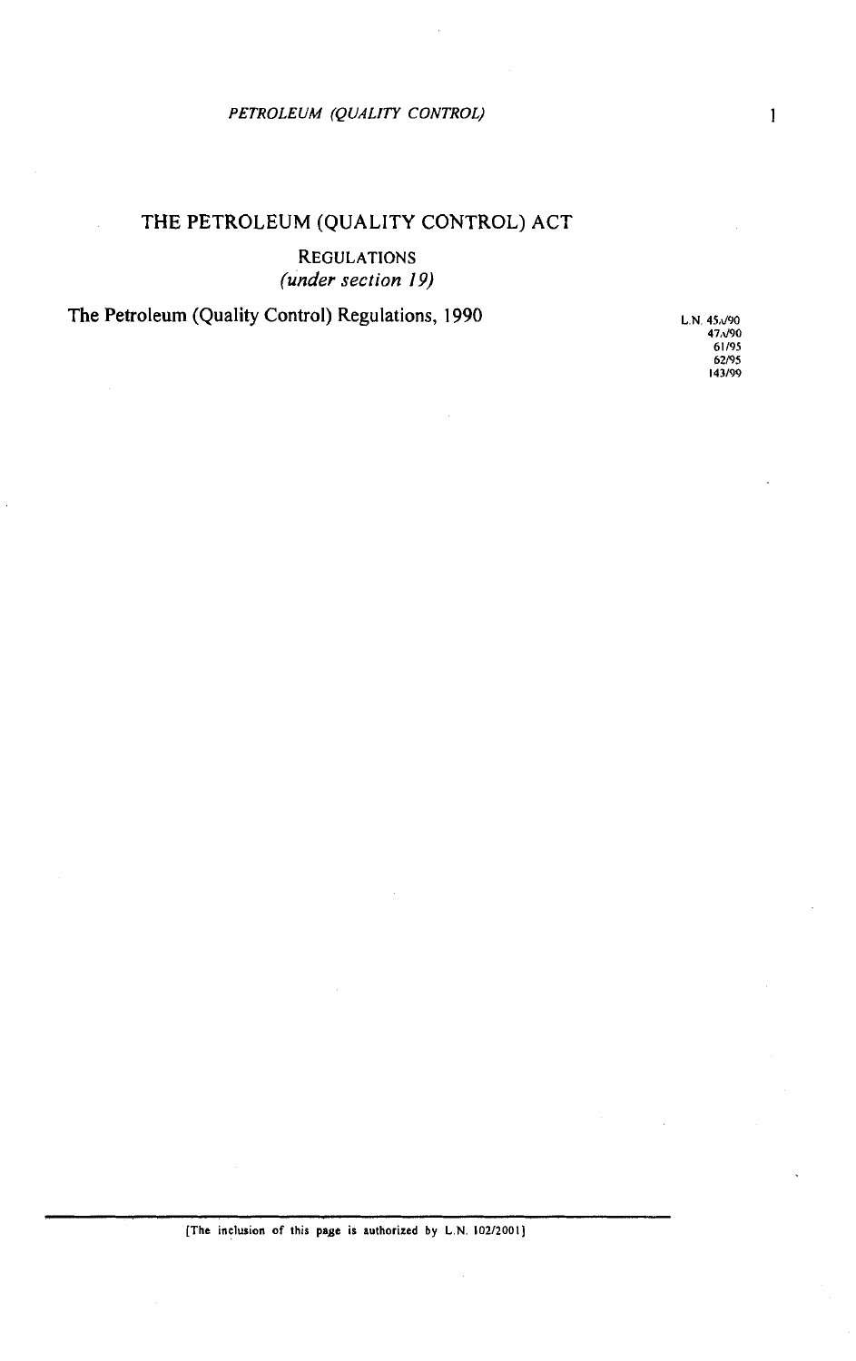# THE PETROLEUM (QUALITY CONTROL) ACT

## REGULATIONS
*(under section 19)*

**The Petroleum (Quality Control) Regulations, 1990**

L.N. 45A/90
47A/90
61/95
62/95
143/99

[The inclusion of this page is authorized by L.N. 102/2001]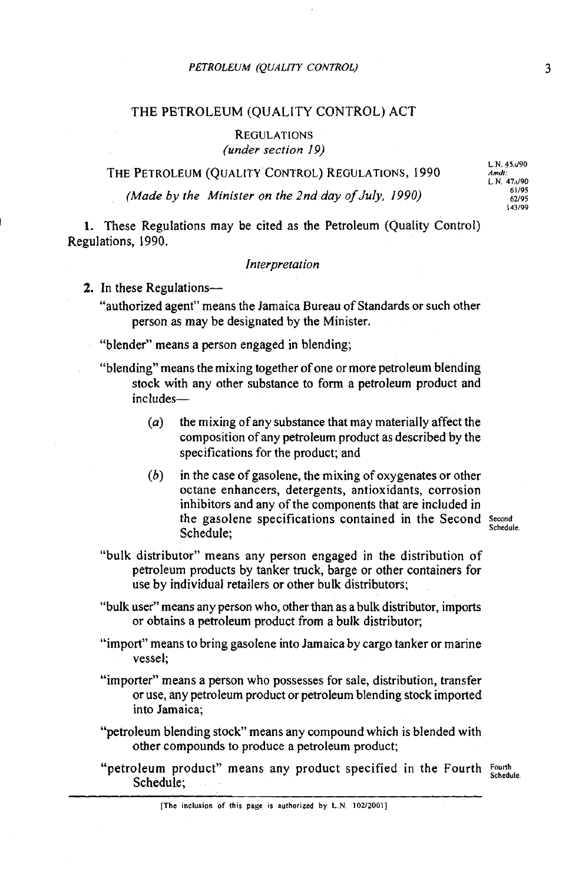# THE PETROLEUM (QUALITY CONTROL) ACT

## REGULATIONS
*(under section 19)*

## THE PETROLEUM (QUALITY CONTROL) REGULATIONS, 1990

*(Made by the Minister on the 2nd day of July, 1990)*

L.N. 45A/90
*Amdt:*
L.N. 47A/90
61/95
62/95
143/99

1. These Regulations may be cited as the Petroleum (Quality Control) Regulations, 1990.

*Interpretation*

2. In these Regulations—

"authorized agent" means the Jamaica Bureau of Standards or such other person as may be designated by the Minister.

"blender" means a person engaged in blending;

"blending" means the mixing together of one or more petroleum blending stock with any other substance to form a petroleum product and includes—

(*a*) the mixing of any substance that may materially affect the composition of any petroleum product as described by the specifications for the product; and

(*b*) in the case of gasolene, the mixing of oxygenates or other octane enhancers, detergents, antioxidants, corrosion inhibitors and any of the components that are included in the gasolene specifications contained in the Second Schedule;

Second Schedule.

"bulk distributor" means any person engaged in the distribution of petroleum products by tanker truck, barge or other containers for use by individual retailers or other bulk distributors;

"bulk user" means any person who, other than as a bulk distributor, imports or obtains a petroleum product from a bulk distributor;

"import" means to bring gasolene into Jamaica by cargo tanker or marine vessel;

"importer" means a person who possesses for sale, distribution, transfer or use, any petroleum product or petroleum blending stock imported into Jamaica;

"petroleum blending stock" means any compound which is blended with other compounds to produce a petroleum product;

"petroleum product" means any product specified in the Fourth Schedule;

Fourth Schedule.

[The inclusion of this page is authorized by L.N. 102/2001]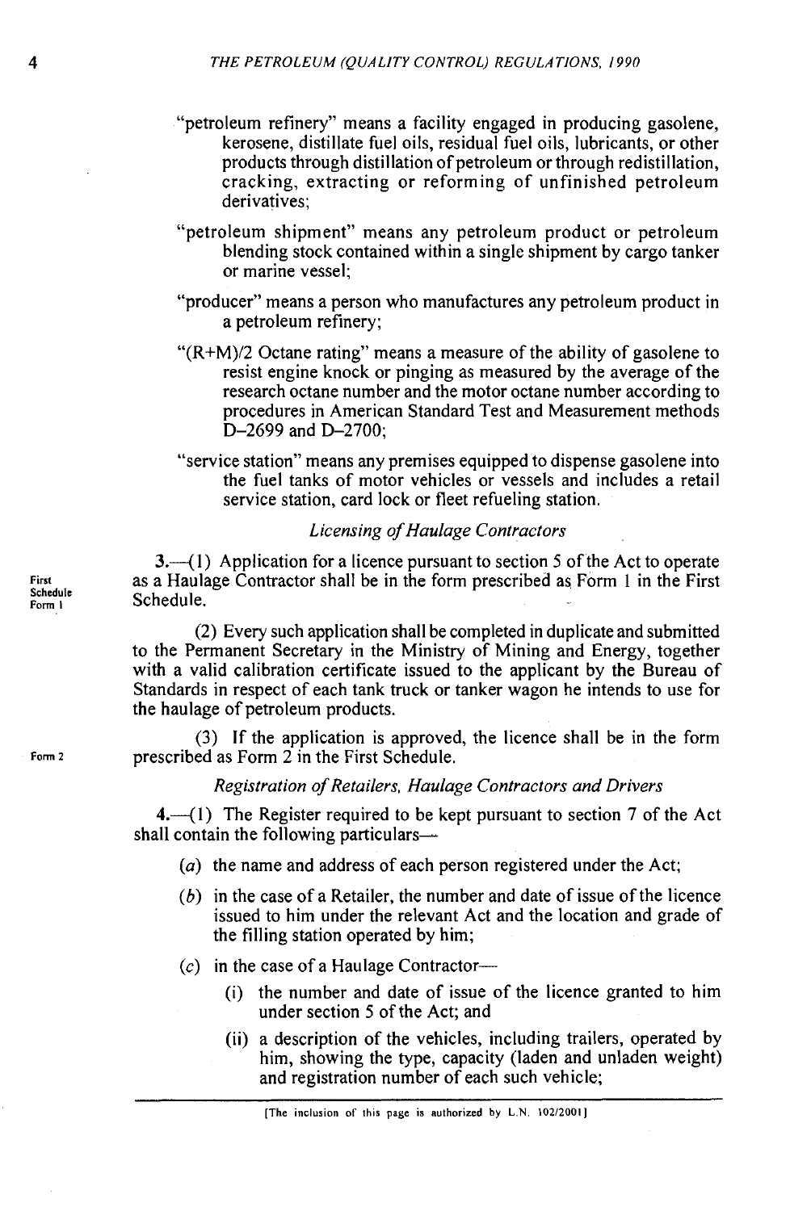"petroleum refinery" means a facility engaged in producing gasolene, kerosene, distillate fuel oils, residual fuel oils, lubricants, or other products through distillation of petroleum or through redistillation, cracking, extracting or reforming of unfinished petroleum derivatives;

"petroleum shipment" means any petroleum product or petroleum blending stock contained within a single shipment by cargo tanker or marine vessel;

"producer" means a person who manufactures any petroleum product in a petroleum refinery;

"(R+M)/2 Octane rating" means a measure of the ability of gasolene to resist engine knock or pinging as measured by the average of the research octane number and the motor octane number according to procedures in American Standard Test and Measurement methods D–2699 and D–2700;

"service station" means any premises equipped to dispense gasolene into the fuel tanks of motor vehicles or vessels and includes a retail service station, card lock or fleet refueling station.

*Licensing of Haulage Contractors*

3.—(1) Application for a licence pursuant to section 5 of the Act to operate as a Haulage Contractor shall be in the form prescribed as Form 1 in the First Schedule.

First Schedule Form 1

(2) Every such application shall be completed in duplicate and submitted to the Permanent Secretary in the Ministry of Mining and Energy, together with a valid calibration certificate issued to the applicant by the Bureau of Standards in respect of each tank truck or tanker wagon he intends to use for the haulage of petroleum products.

(3) If the application is approved, the licence shall be in the form prescribed as Form 2 in the First Schedule.

Form 2

*Registration of Retailers, Haulage Contractors and Drivers*

4.—(1) The Register required to be kept pursuant to section 7 of the Act shall contain the following particulars—

(*a*) the name and address of each person registered under the Act;

(*b*) in the case of a Retailer, the number and date of issue of the licence issued to him under the relevant Act and the location and grade of the filling station operated by him;

(*c*) in the case of a Haulage Contractor—

(i) the number and date of issue of the licence granted to him under section 5 of the Act; and

(ii) a description of the vehicles, including trailers, operated by him, showing the type, capacity (laden and unladen weight) and registration number of each such vehicle;

[The inclusion of this page is authorized by L.N. 102/2001]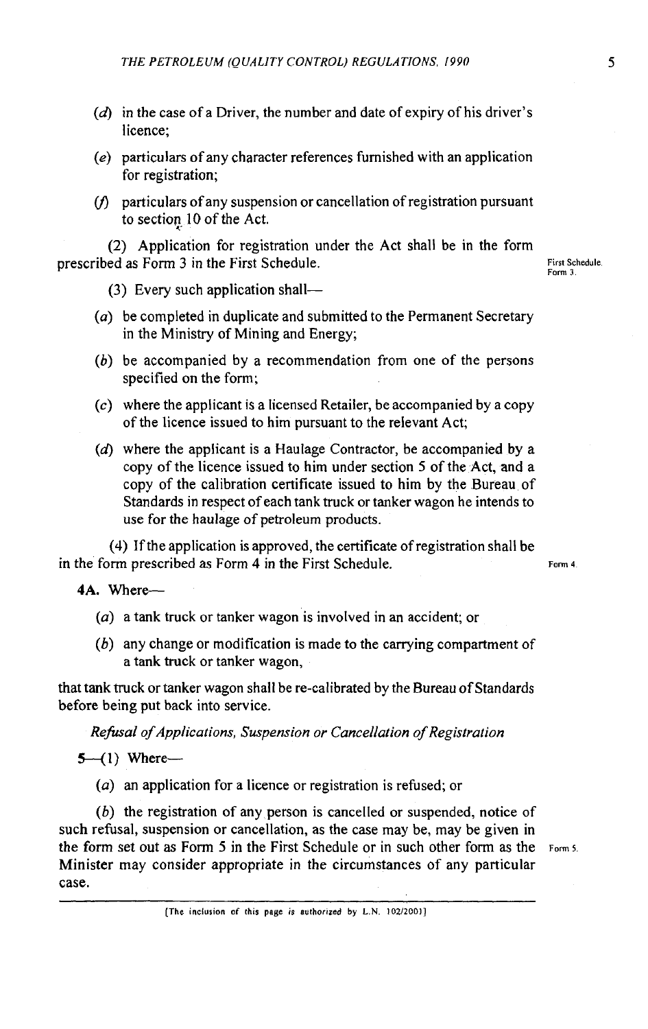(*d*) in the case of a Driver, the number and date of expiry of his driver's licence;

(*e*) particulars of any character references furnished with an application for registration;

(*f*) particulars of any suspension or cancellation of registration pursuant to section 10 of the Act.

(2) Application for registration under the Act shall be in the form prescribed as Form 3 in the First Schedule. First Schedule. Form 3.

(3) Every such application shall—

(*a*) be completed in duplicate and submitted to the Permanent Secretary in the Ministry of Mining and Energy;

(*b*) be accompanied by a recommendation from one of the persons specified on the form;

(*c*) where the applicant is a licensed Retailer, be accompanied by a copy of the licence issued to him pursuant to the relevant Act;

(*d*) where the applicant is a Haulage Contractor, be accompanied by a copy of the licence issued to him under section 5 of the Act, and a copy of the calibration certificate issued to him by the Bureau of Standards in respect of each tank truck or tanker wagon he intends to use for the haulage of petroleum products.

(4) If the application is approved, the certificate of registration shall be in the form prescribed as Form 4 in the First Schedule. Form 4.

**4A.** Where—

(*a*) a tank truck or tanker wagon is involved in an accident; or

(*b*) any change or modification is made to the carrying compartment of a tank truck or tanker wagon,

that tank truck or tanker wagon shall be re-calibrated by the Bureau of Standards before being put back into service.

*Refusal of Applications, Suspension or Cancellation of Registration*

**5**—(1) Where—

(*a*) an application for a licence or registration is refused; or

(*b*) the registration of any person is cancelled or suspended, notice of such refusal, suspension or cancellation, as the case may be, may be given in the form set out as Form 5 in the First Schedule or in such other form as the Minister may consider appropriate in the circumstances of any particular case. Form 5.

[The inclusion of this page is authorized by L.N. 102/2001]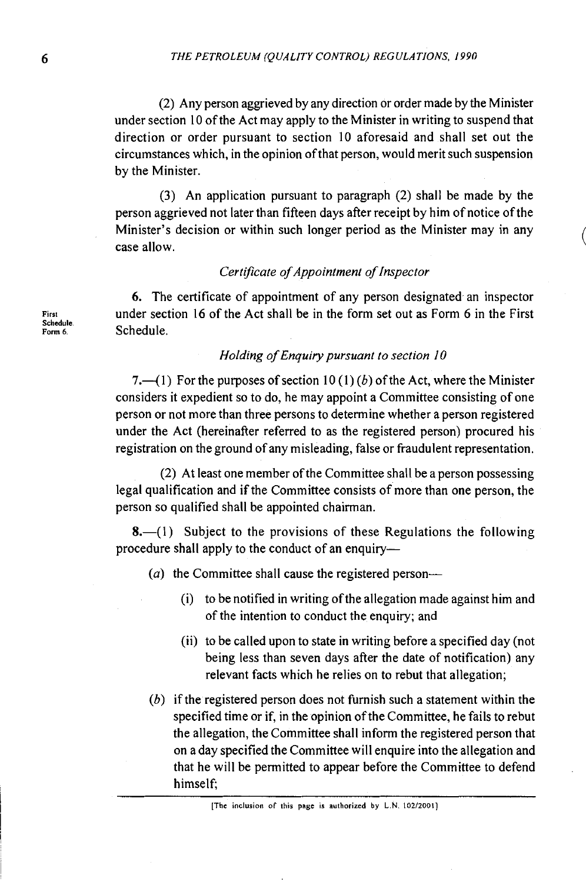(2) Any person aggrieved by any direction or order made by the Minister under section 10 of the Act may apply to the Minister in writing to suspend that direction or order pursuant to section 10 aforesaid and shall set out the circumstances which, in the opinion of that person, would merit such suspension by the Minister.

(3) An application pursuant to paragraph (2) shall be made by the person aggrieved not later than fifteen days after receipt by him of notice of the Minister's decision or within such longer period as the Minister may in any case allow.

*Certificate of Appointment of Inspector*

First Schedule. Form 6.

6. The certificate of appointment of any person designated an inspector under section 16 of the Act shall be in the form set out as Form 6 in the First Schedule.

*Holding of Enquiry pursuant to section 10*

7.—(1) For the purposes of section 10 (1) (*b*) of the Act, where the Minister considers it expedient so to do, he may appoint a Committee consisting of one person or not more than three persons to determine whether a person registered under the Act (hereinafter referred to as the registered person) procured his registration on the ground of any misleading, false or fraudulent representation.

(2) At least one member of the Committee shall be a person possessing legal qualification and if the Committee consists of more than one person, the person so qualified shall be appointed chairman.

8.—(1) Subject to the provisions of these Regulations the following procedure shall apply to the conduct of an enquiry—

(*a*) the Committee shall cause the registered person—

(i) to be notified in writing of the allegation made against him and of the intention to conduct the enquiry; and

(ii) to be called upon to state in writing before a specified day (not being less than seven days after the date of notification) any relevant facts which he relies on to rebut that allegation;

(*b*) if the registered person does not furnish such a statement within the specified time or if, in the opinion of the Committee, he fails to rebut the allegation, the Committee shall inform the registered person that on a day specified the Committee will enquire into the allegation and that he will be permitted to appear before the Committee to defend himself;

[The inclusion of this page is authorized by L.N. 102/2001]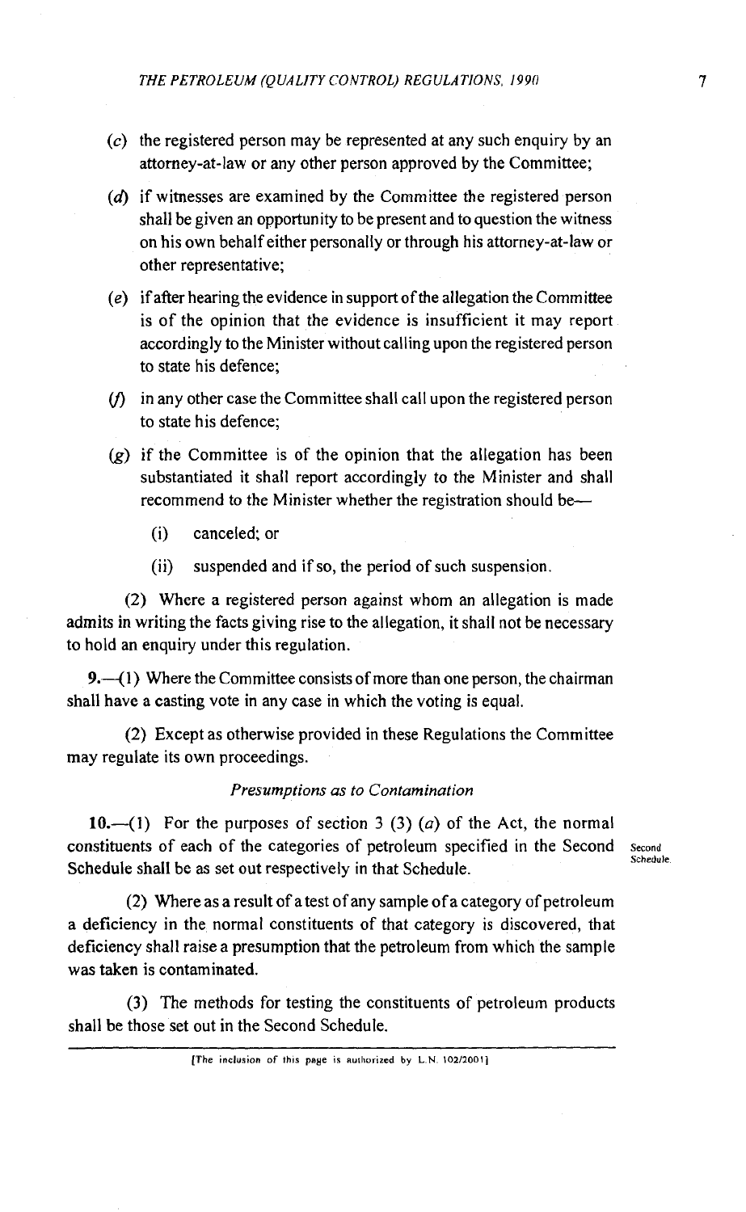(*c*) the registered person may be represented at any such enquiry by an attorney-at-law or any other person approved by the Committee;

(*d*) if witnesses are examined by the Committee the registered person shall be given an opportunity to be present and to question the witness on his own behalf either personally or through his attorney-at-law or other representative;

(*e*) if after hearing the evidence in support of the allegation the Committee is of the opinion that the evidence is insufficient it may report accordingly to the Minister without calling upon the registered person to state his defence;

(*f*) in any other case the Committee shall call upon the registered person to state his defence;

(*g*) if the Committee is of the opinion that the allegation has been substantiated it shall report accordingly to the Minister and shall recommend to the Minister whether the registration should be—

(i) canceled; or

(ii) suspended and if so, the period of such suspension.

(2) Where a registered person against whom an allegation is made admits in writing the facts giving rise to the allegation, it shall not be necessary to hold an enquiry under this regulation.

**9.**—(1) Where the Committee consists of more than one person, the chairman shall have a casting vote in any case in which the voting is equal.

(2) Except as otherwise provided in these Regulations the Committee may regulate its own proceedings.

*Presumptions as to Contamination*

**10.**—(1) For the purposes of section 3 (3) (*a*) of the Act, the normal constituents of each of the categories of petroleum specified in the Second Schedule shall be as set out respectively in that Schedule.

Second Schedule.

(2) Where as a result of a test of any sample of a category of petroleum a deficiency in the normal constituents of that category is discovered, that deficiency shall raise a presumption that the petroleum from which the sample was taken is contaminated.

(3) The methods for testing the constituents of petroleum products shall be those set out in the Second Schedule.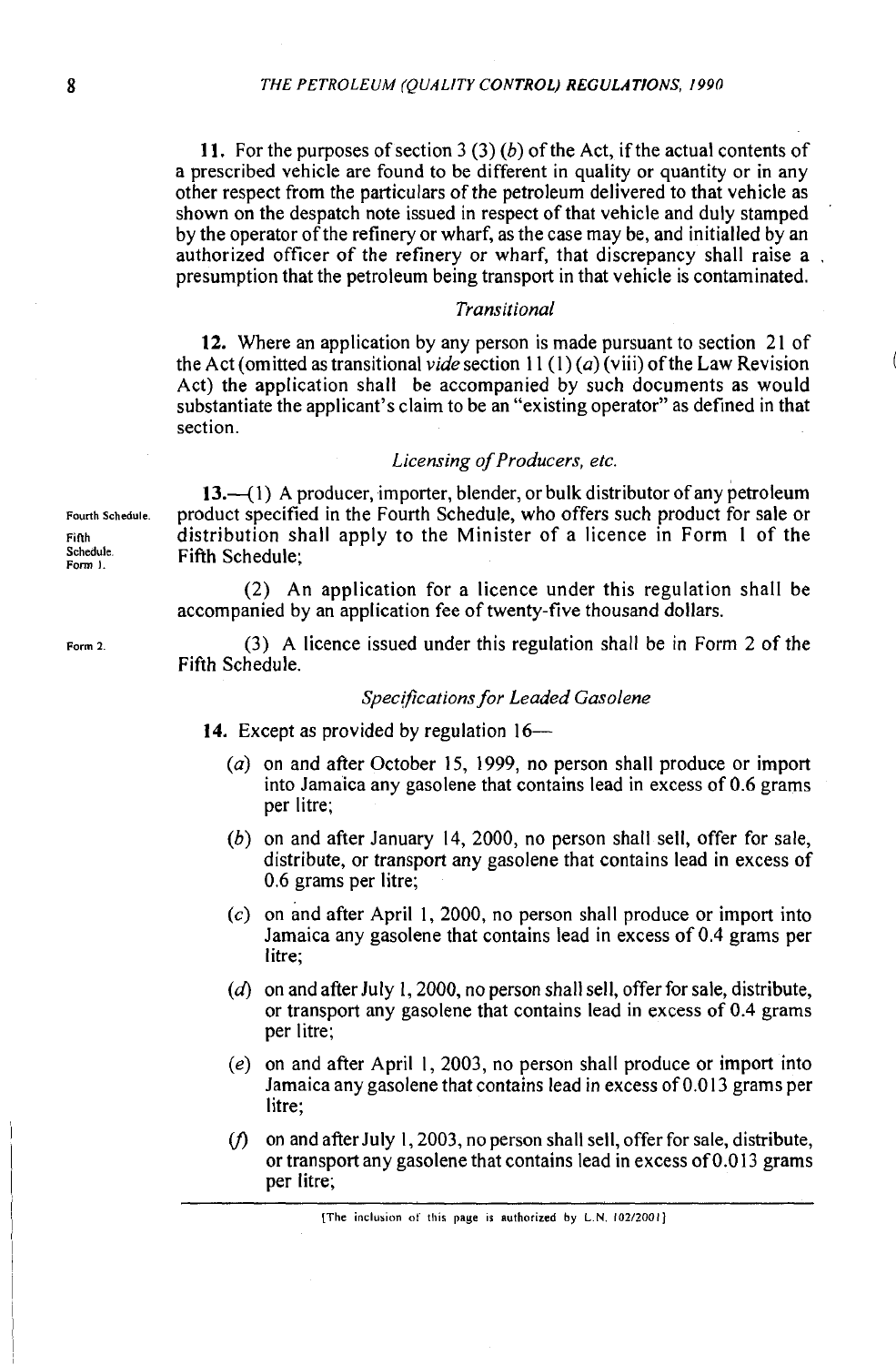11. For the purposes of section 3 (3) (*b*) of the Act, if the actual contents of a prescribed vehicle are found to be different in quality or quantity or in any other respect from the particulars of the petroleum delivered to that vehicle as shown on the despatch note issued in respect of that vehicle and duly stamped by the operator of the refinery or wharf, as the case may be, and initialled by an authorized officer of the refinery or wharf, that discrepancy shall raise a presumption that the petroleum being transport in that vehicle is contaminated.

*Transitional*

12. Where an application by any person is made pursuant to section 21 of the Act (omitted as transitional *vide* section 11 (1) (*a*) (viii) of the Law Revision Act) the application shall be accompanied by such documents as would substantiate the applicant's claim to be an "existing operator" as defined in that section.

*Licensing of Producers, etc.*

Fourth Schedule. Fifth Schedule. Form 1.

13.—(1) A producer, importer, blender, or bulk distributor of any petroleum product specified in the Fourth Schedule, who offers such product for sale or distribution shall apply to the Minister of a licence in Form 1 of the Fifth Schedule;

(2) An application for a licence under this regulation shall be accompanied by an application fee of twenty-five thousand dollars.

Form 2.

(3) A licence issued under this regulation shall be in Form 2 of the Fifth Schedule.

*Specifications for Leaded Gasolene*

14. Except as provided by regulation 16—

(*a*) on and after October 15, 1999, no person shall produce or import into Jamaica any gasolene that contains lead in excess of 0.6 grams per litre;

(*b*) on and after January 14, 2000, no person shall sell, offer for sale, distribute, or transport any gasolene that contains lead in excess of 0.6 grams per litre;

(*c*) on and after April 1, 2000, no person shall produce or import into Jamaica any gasolene that contains lead in excess of 0.4 grams per litre;

(*d*) on and after July 1, 2000, no person shall sell, offer for sale, distribute, or transport any gasolene that contains lead in excess of 0.4 grams per litre;

(*e*) on and after April 1, 2003, no person shall produce or import into Jamaica any gasolene that contains lead in excess of 0.013 grams per litre;

(*f*) on and after July 1, 2003, no person shall sell, offer for sale, distribute, or transport any gasolene that contains lead in excess of 0.013 grams per litre;

[The inclusion of this page is authorized by L.N. 102/2001]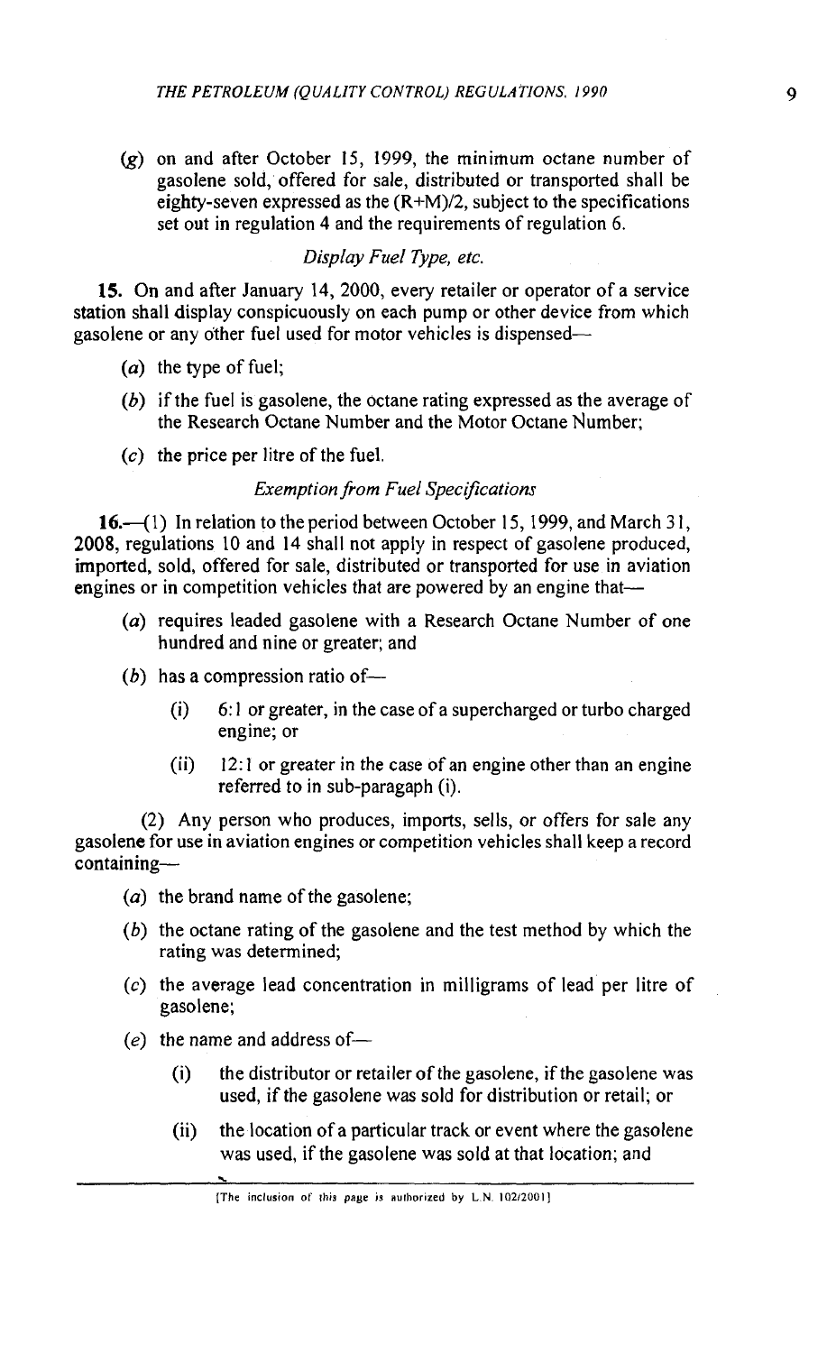(*g*) on and after October 15, 1999, the minimum octane number of gasolene sold, offered for sale, distributed or transported shall be eighty-seven expressed as the (R+M)/2, subject to the specifications set out in regulation 4 and the requirements of regulation 6.

*Display Fuel Type, etc.*

**15.** On and after January 14, 2000, every retailer or operator of a service station shall display conspicuously on each pump or other device from which gasolene or any other fuel used for motor vehicles is dispensed—

(*a*) the type of fuel;

(*b*) if the fuel is gasolene, the octane rating expressed as the average of the Research Octane Number and the Motor Octane Number;

(*c*) the price per litre of the fuel.

*Exemption from Fuel Specifications*

**16.**—(1) In relation to the period between October 15, 1999, and March 31, 2008, regulations 10 and 14 shall not apply in respect of gasolene produced, imported, sold, offered for sale, distributed or transported for use in aviation engines or in competition vehicles that are powered by an engine that—

(*a*) requires leaded gasolene with a Research Octane Number of one hundred and nine or greater; and

(*b*) has a compression ratio of—

(i) 6:1 or greater, in the case of a supercharged or turbo charged engine; or

(ii) 12:1 or greater in the case of an engine other than an engine referred to in sub-paragaph (i).

(2) Any person who produces, imports, sells, or offers for sale any gasolene for use in aviation engines or competition vehicles shall keep a record containing—

(*a*) the brand name of the gasolene;

(*b*) the octane rating of the gasolene and the test method by which the rating was determined;

(*c*) the average lead concentration in milligrams of lead per litre of gasolene;

(*e*) the name and address of—

(i) the distributor or retailer of the gasolene, if the gasolene was used, if the gasolene was sold for distribution or retail; or

(ii) the location of a particular track or event where the gasolene was used, if the gasolene was sold at that location; and

[The inclusion of this page is authorized by L.N. 102/2001]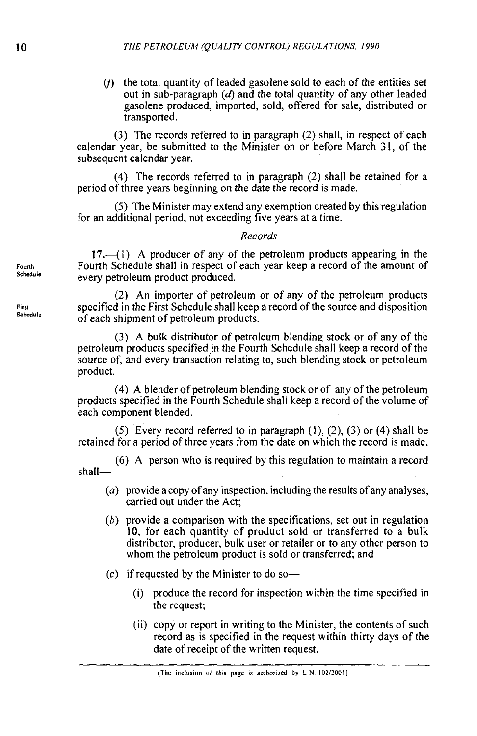(*f*) the total quantity of leaded gasolene sold to each of the entities set out in sub-paragraph (*d*) and the total quantity of any other leaded gasolene produced, imported, sold, offered for sale, distributed or transported.

(3) The records referred to in paragraph (2) shall, in respect of each calendar year, be submitted to the Minister on or before March 31, of the subsequent calendar year.

(4) The records referred to in paragraph (2) shall be retained for a period of three years beginning on the date the record is made.

(5) The Minister may extend any exemption created by this regulation for an additional period, not exceeding five years at a time.

*Records*

Fourth Schedule.

**17.**—(1) A producer of any of the petroleum products appearing in the Fourth Schedule shall in respect of each year keep a record of the amount of every petroleum product produced.

First Schedule.

(2) An importer of petroleum or of any of the petroleum products specified in the First Schedule shall keep a record of the source and disposition of each shipment of petroleum products.

(3) A bulk distributor of petroleum blending stock or of any of the petroleum products specified in the Fourth Schedule shall keep a record of the source of, and every transaction relating to, such blending stock or petroleum product.

(4) A blender of petroleum blending stock or of any of the petroleum products specified in the Fourth Schedule shall keep a record of the volume of each component blended.

(5) Every record referred to in paragraph (1), (2), (3) or (4) shall be retained for a period of three years from the date on which the record is made.

(6) A person who is required by this regulation to maintain a record shall—

(*a*) provide a copy of any inspection, including the results of any analyses, carried out under the Act;

(*b*) provide a comparison with the specifications, set out in regulation 10, for each quantity of product sold or transferred to a bulk distributor, producer, bulk user or retailer or to any other person to whom the petroleum product is sold or transferred; and

(*c*) if requested by the Minister to do so—

(i) produce the record for inspection within the time specified in the request;

(ii) copy or report in writing to the Minister, the contents of such record as is specified in the request within thirty days of the date of receipt of the written request.

[The inclusion of this page is authorized by L.N. 102/2001]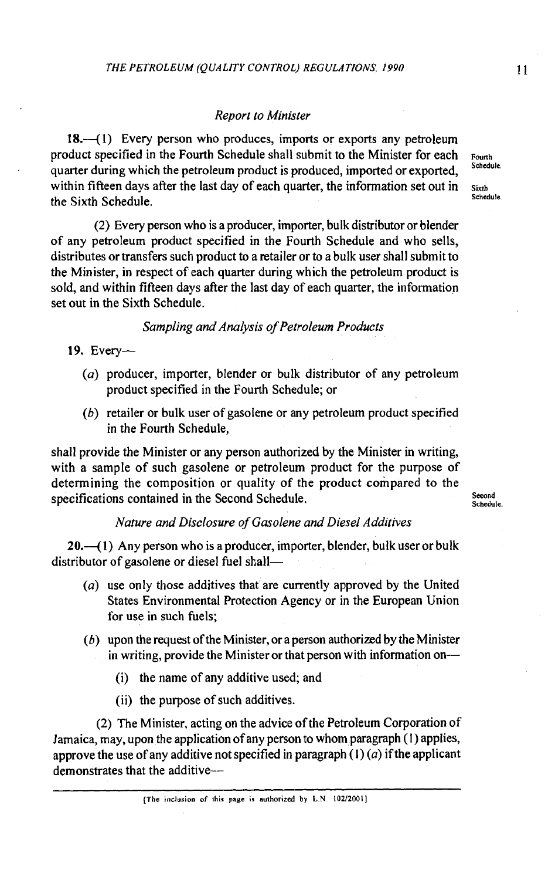*Report to Minister*

**18.**—(1) Every person who produces, imports or exports any petroleum product specified in the Fourth Schedule shall submit to the Minister for each quarter during which the petroleum product is produced, imported or exported, within fifteen days after the last day of each quarter, the information set out in the Sixth Schedule.

Fourth Schedule.

Sixth Schedule.

(2) Every person who is a producer, importer, bulk distributor or blender of any petroleum product specified in the Fourth Schedule and who sells, distributes or transfers such product to a retailer or to a bulk user shall submit to the Minister, in respect of each quarter during which the petroleum product is sold, and within fifteen days after the last day of each quarter, the information set out in the Sixth Schedule.

*Sampling and Analysis of Petroleum Products*

**19.** Every—

(*a*) producer, importer, blender or bulk distributor of any petroleum product specified in the Fourth Schedule; or

(*b*) retailer or bulk user of gasolene or any petroleum product specified in the Fourth Schedule,

shall provide the Minister or any person authorized by the Minister in writing, with a sample of such gasolene or petroleum product for the purpose of determining the composition or quality of the product compared to the specifications contained in the Second Schedule.

Second Schedule.

*Nature and Disclosure of Gasolene and Diesel Additives*

**20.**—(1) Any person who is a producer, importer, blender, bulk user or bulk distributor of gasolene or diesel fuel shall—

(*a*) use only those additives that are currently approved by the United States Environmental Protection Agency or in the European Union for use in such fuels;

(*b*) upon the request of the Minister, or a person authorized by the Minister in writing, provide the Minister or that person with information on—

(i) the name of any additive used; and

(ii) the purpose of such additives.

(2) The Minister, acting on the advice of the Petroleum Corporation of Jamaica, may, upon the application of any person to whom paragraph (1) applies, approve the use of any additive not specified in paragraph (1) (*a*) if the applicant demonstrates that the additive—

[The inclusion of this page is authorized by L.N. 102/2001]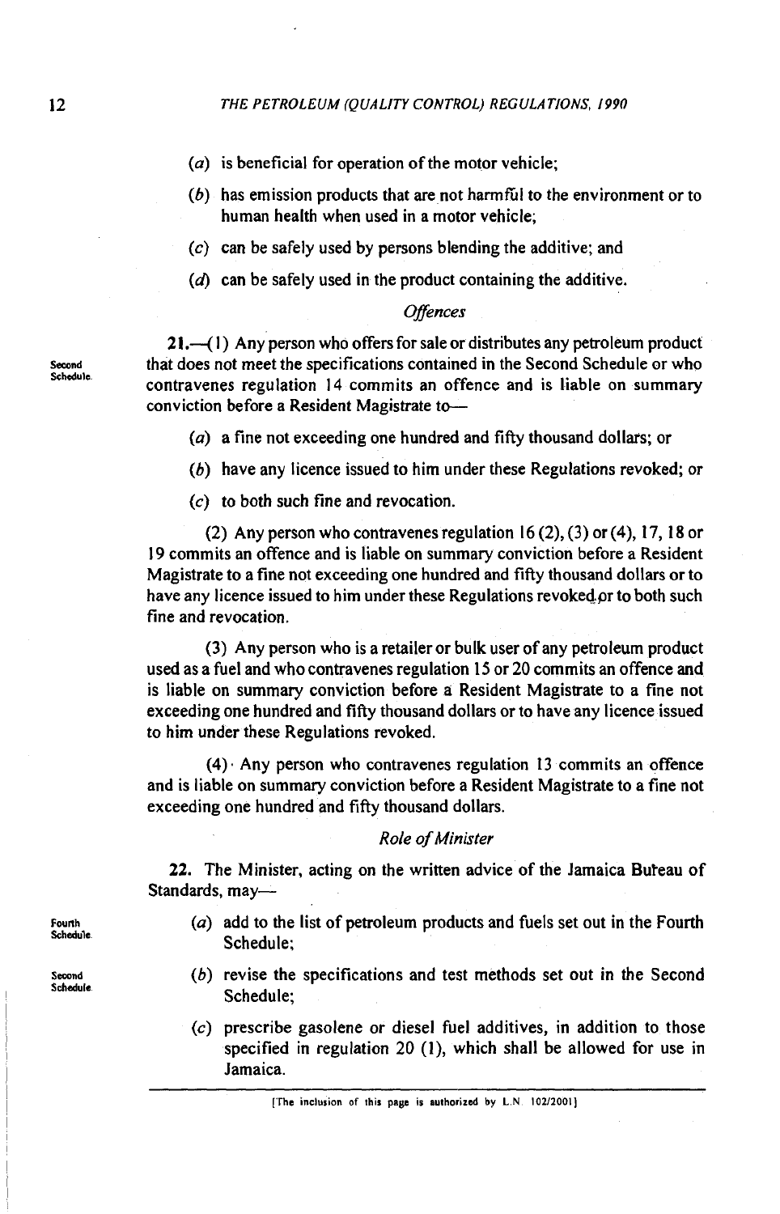(a) is beneficial for operation of the motor vehicle;

(b) has emission products that are not harmful to the environment or to human health when used in a motor vehicle;

(c) can be safely used by persons blending the additive; and

(d) can be safely used in the product containing the additive.

*Offences*

Second Schedule.

**21.**—(1) Any person who offers for sale or distributes any petroleum product that does not meet the specifications contained in the Second Schedule or who contravenes regulation 14 commits an offence and is liable on summary conviction before a Resident Magistrate to—

(a) a fine not exceeding one hundred and fifty thousand dollars; or

(b) have any licence issued to him under these Regulations revoked; or

(c) to both such fine and revocation.

(2) Any person who contravenes regulation 16 (2), (3) or (4), 17, 18 or 19 commits an offence and is liable on summary conviction before a Resident Magistrate to a fine not exceeding one hundred and fifty thousand dollars or to have any licence issued to him under these Regulations revoked or to both such fine and revocation.

(3) Any person who is a retailer or bulk user of any petroleum product used as a fuel and who contravenes regulation 15 or 20 commits an offence and is liable on summary conviction before a Resident Magistrate to a fine not exceeding one hundred and fifty thousand dollars or to have any licence issued to him under these Regulations revoked.

(4) Any person who contravenes regulation 13 commits an offence and is liable on summary conviction before a Resident Magistrate to a fine not exceeding one hundred and fifty thousand dollars.

*Role of Minister*

**22.** The Minister, acting on the written advice of the Jamaica Bureau of Standards, may—

Fourth Schedule.

(a) add to the list of petroleum products and fuels set out in the Fourth Schedule;

Second Schedule.

(b) revise the specifications and test methods set out in the Second Schedule;

(c) prescribe gasolene or diesel fuel additives, in addition to those specified in regulation 20 (1), which shall be allowed for use in Jamaica.

[The inclusion of this page is authorized by L.N. 102/2001]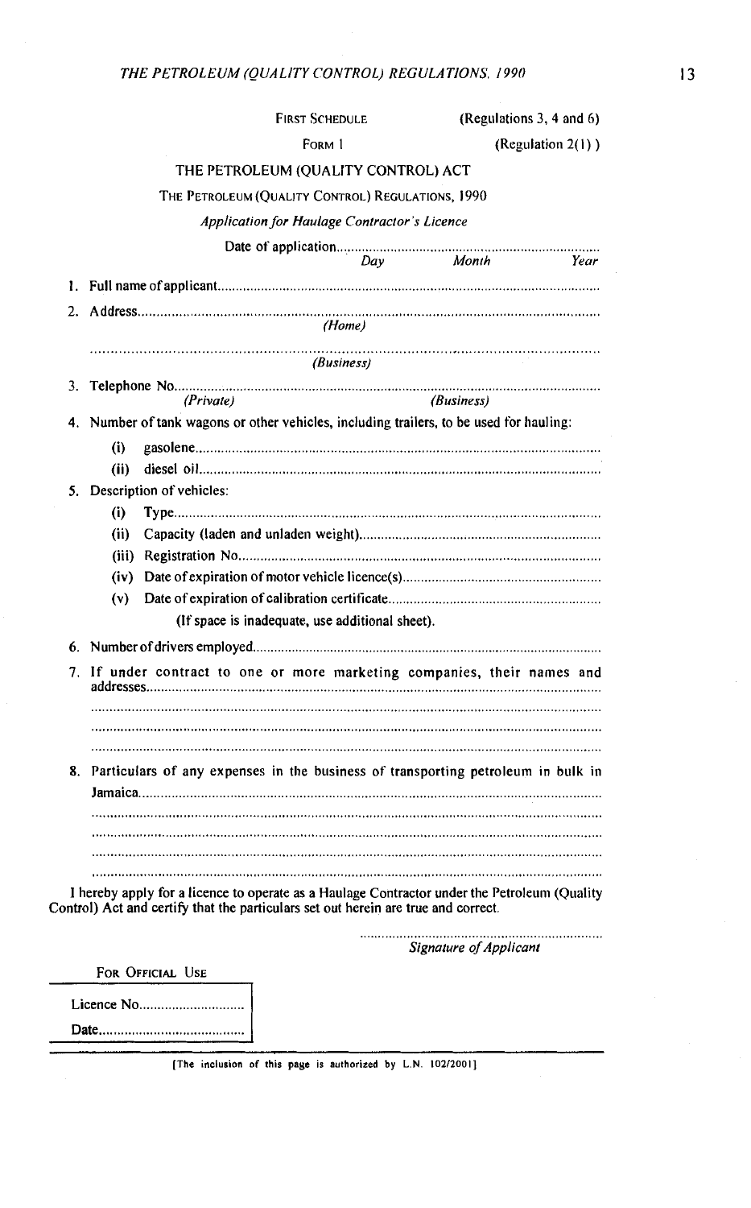FIRST SCHEDULE (Regulations 3, 4 and 6)

FORM 1 (Regulation 2(1))

THE PETROLEUM (QUALITY CONTROL) ACT

THE PETROLEUM (QUALITY CONTROL) REGULATIONS, 1990

*Application for Haulage Contractor's Licence*

Date of application.......................................................................
*Day* *Month* *Year*

1. Full name of applicant.........................................................................................................

2. Address.............................................................................................................................
(*Home*)

.............................................................................................................................................
(*Business*)

3. Telephone No...................................................................................................................
(*Private*) (*Business*)

4. Number of tank wagons or other vehicles, including trailers, to be used for hauling:

   (i) gasolene..........................................................................................................

   (ii) diesel oil.........................................................................................................

5. Description of vehicles:

   (i) Type..................................................................................................................

   (ii) Capacity (laden and unladen weight)..................................................................

   (iii) Registration No...............................................................................................

   (iv) Date of expiration of motor vehicle licence(s)......................................................

   (v) Date of expiration of calibration certificate..........................................................

   (If space is inadequate, use additional sheet).

6. Number of drivers employed...............................................................................................

7. If under contract to one or more marketing companies, their names and addresses.............................................................................................................................
.............................................................................................................................................
.............................................................................................................................................
.............................................................................................................................................

8. Particulars of any expenses in the business of transporting petroleum in bulk in Jamaica.............................................................................................................................
.............................................................................................................................................
.............................................................................................................................................
.............................................................................................................................................
.............................................................................................................................................

I hereby apply for a licence to operate as a Haulage Contractor under the Petroleum (Quality Control) Act and certify that the particulars set out herein are true and correct.

...................................................................
*Signature of Applicant*

| FOR OFFICIAL USE |
| --- |
| Licence No............................ |
| Date....................................... |

[The inclusion of this page is authorized by L.N. 102/2001]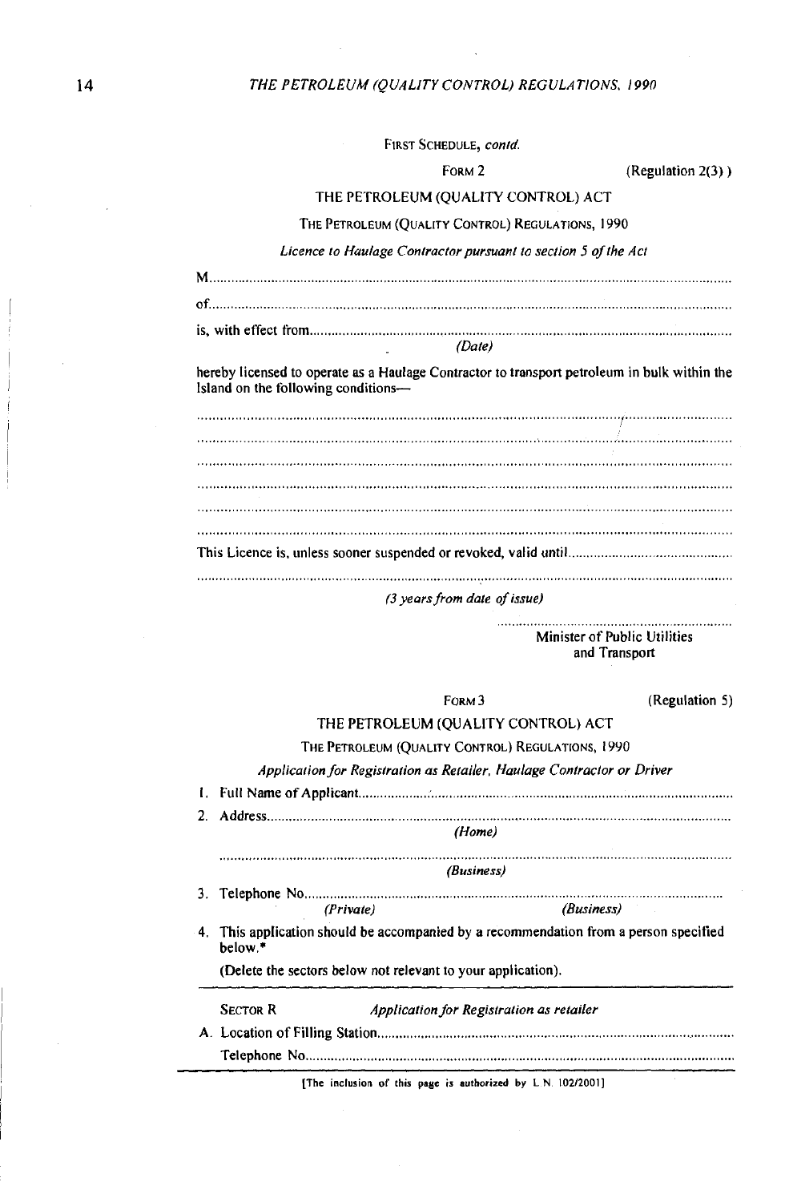FIRST SCHEDULE, *contd.*

FORM 2 (Regulation 2(3))

THE PETROLEUM (QUALITY CONTROL) ACT

THE PETROLEUM (QUALITY CONTROL) REGULATIONS, 1990

*Licence to Haulage Contractor pursuant to section 5 of the Act*

M..........................................................................................................................................

of.........................................................................................................................................

is, with effect from.............................................................................................................
*(Date)*

hereby licensed to operate as a Haulage Contractor to transport petroleum in bulk within the Island on the following conditions—

..............................................................................................................................................

..............................................................................................................................................

..............................................................................................................................................

..............................................................................................................................................

..............................................................................................................................................

..............................................................................................................................................

This Licence is, unless sooner suspended or revoked, valid until.......................................

..............................................................................................................................................

*(3 years from date of issue)*

..............................................................
Minister of Public Utilities and Transport

FORM 3 (Regulation 5)

THE PETROLEUM (QUALITY CONTROL) ACT

THE PETROLEUM (QUALITY CONTROL) REGULATIONS, 1990

*Application for Registration as Retailer, Haulage Contractor or Driver*

1. Full Name of Applicant.....................................................................................................

2. Address..............................................................................................................................
*(Home)*

..............................................................................................................................................
*(Business)*

3. Telephone No.....................................................................................................................
*(Private)* *(Business)*

4. This application should be accompanied by a recommendation from a person specified below.*

(Delete the sectors below not relevant to your application).

SECTOR R *Application for Registration as retailer*

A. Location of Filling Station..................................................................................................

Telephone No..........................................................................................................................

[The inclusion of this page is authorized by L.N. 102/2001]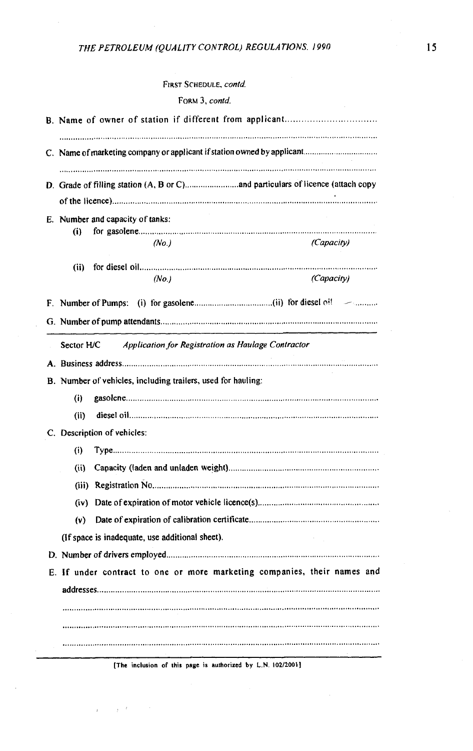FIRST SCHEDULE, *contd.*

FORM 3, *contd.*

B. Name of owner of station if different from applicant..................................

.................................................................................................................................

C. Name of marketing company or applicant if station owned by applicant..................................

.................................................................................................................................

D. Grade of filling station (A, B or C)........................and particulars of licence (attach copy of the licence)..................................................................................................................

E. Number and capacity of tanks:

(i) for gasolene..................................................................................................................
*(No.)* *(Capacity)*

(ii) for diesel oil..................................................................................................................
*(No.)* *(Capacity)*

F. Number of Pumps: (i) for gasolene..................................(ii) for diesel oil ..........

G. Number of pump attendants..................................................................................................

---

Sector H/C *Application for Registration as Haulage Contractor*

A. Business address..................................................................................................................

B. Number of vehicles, including trailers, used for hauling:

(i) gasolene..................................................................................................................

(ii) diesel oil..................................................................................................................

C. Description of vehicles:

(i) Type..................................................................................................................

(ii) Capacity (laden and unladen weight)..................................................................

(iii) Registration No..................................................................................................

(iv) Date of expiration of motor vehicle licence(s)......................................................

(v) Date of expiration of calibration certificate..........................................................

(If space is inadequate, use additional sheet).

D. Number of drivers employed..................................................................................................

E. If under contract to one or more marketing companies, their names and addresses..................................................................................................................

.................................................................................................................................

.................................................................................................................................

.................................................................................................................................

---

[The inclusion of this page is authorized by L.N. 102/2001]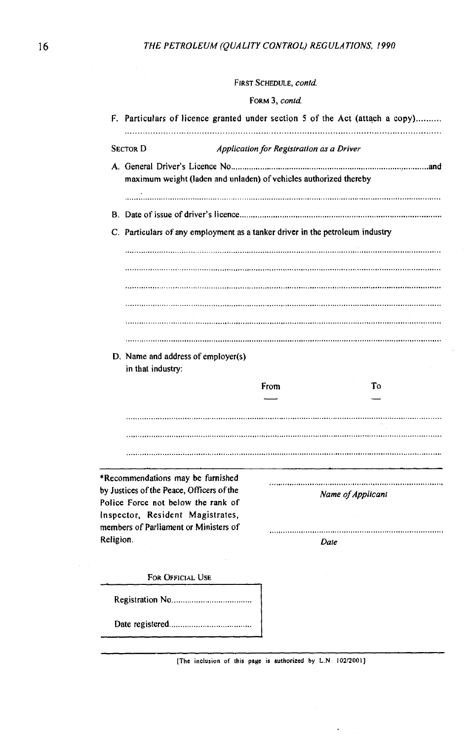FIRST SCHEDULE, *contd.*

FORM 3, *contd.*

F. Particulars of licence granted under section 5 of the Act (attach a copy)..........

.......................................................................................................................

SECTOR D *Application for Registration as a Driver*

A. General Driver's Licence No.......................................................................................and maximum weight (laden and unladen) of vehicles authorized thereby

.......................................................................................................................

B. Date of issue of driver's licence..........................................................................................

C. Particulars of any employment as a tanker driver in the petroleum industry

.......................................................................................................................

.......................................................................................................................

.......................................................................................................................

.......................................................................................................................

.......................................................................................................................

.......................................................................................................................

D. Name and address of employer(s) in that industry:

| | From | To |
|---|---|---|
| | | |

.......................................................................................................................

.......................................................................................................................

.......................................................................................................................

---

*Recommendations may be furnished by Justices of the Peace, Officers of the Police Force not below the rank of Inspector, Resident Magistrates, members of Parliament or Ministers of Religion.

..............................................................................

*Name of Applicant*

..............................................................................

*Date*

FOR OFFICIAL USE

Registration No....................................

Date registered....................................

---

[The inclusion of this page is authorized by L.N. 102/2001]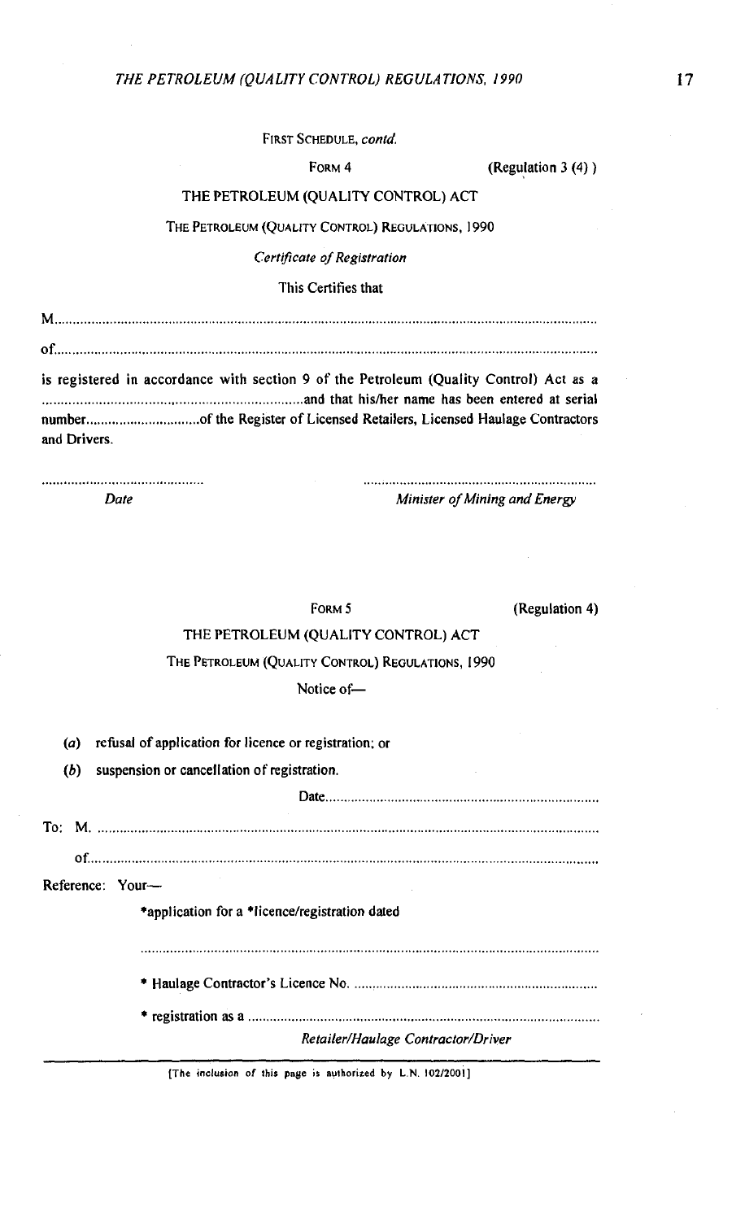FIRST SCHEDULE, *contd.*

FORM 4 (Regulation 3 (4) )

THE PETROLEUM (QUALITY CONTROL) ACT

THE PETROLEUM (QUALITY CONTROL) REGULATIONS, 1990

*Certificate of Registration*

This Certifies that

M.................................................................................................................................................

of...............................................................................................................................................

is registered in accordance with section 9 of the Petroleum (Quality Control) Act as a ....................................................................and that his/her name has been entered at serial number...............................of the Register of Licensed Retailers, Licensed Haulage Contractors and Drivers.

............................................ ................................................................

*Date* *Minister of Mining and Energy*

FORM 5 (Regulation 4)

THE PETROLEUM (QUALITY CONTROL) ACT

THE PETROLEUM (QUALITY CONTROL) REGULATIONS, 1990

Notice of—

(*a*) refusal of application for licence or registration; or

(*b*) suspension or cancellation of registration.

Date..........................................................................

To: M. .......................................................................................................................................

of.......................................................................................................................................

Reference: Your—

*application for a *licence/registration dated

..............................................................................................................................

* Haulage Contractor's Licence No. ..................................................................

* registration as a ..............................................................................................

*Retailer/Haulage Contractor/Driver*

[The inclusion of this page is authorized by L.N. 102/2001]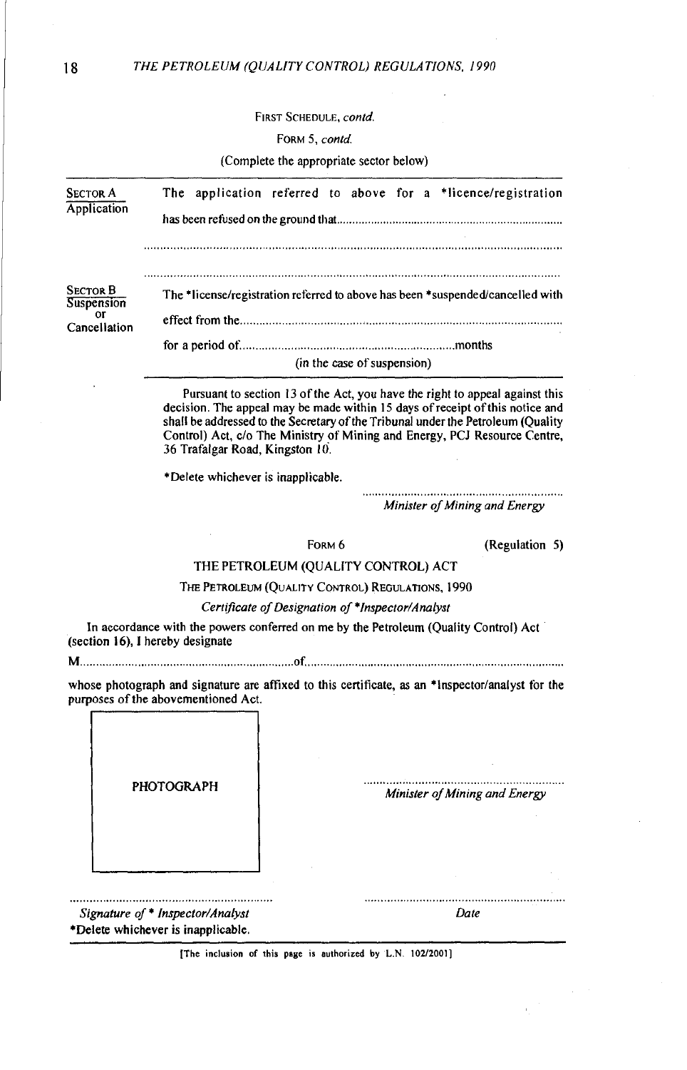FIRST SCHEDULE, *contd.*

FORM 5, *contd.*

(Complete the appropriate sector below)

| | |
|---|---|
| SECTOR A<br>Application | The application referred to above for a *licence/registration has been refused on the ground that..........................................................................<br>..........................................................................<br>.......................................................................... |
| SECTOR B<br>Suspension or Cancellation | The *license/registration referred to above has been *suspended/cancelled with effect from the..........................................................................<br>for a period of..................................................................months<br>(in the case of suspension) |

Pursuant to section 13 of the Act, you have the right to appeal against this decision. The appeal may be made within 15 days of receipt of this notice and shall be addressed to the Secretary of the Tribunal under the Petroleum (Quality Control) Act, c/o The Ministry of Mining and Energy, PCJ Resource Centre, 36 Trafalgar Road, Kingston 10.

*Delete whichever is inapplicable.

..............................................................
*Minister of Mining and Energy*

FORM 6 (Regulation 5)

THE PETROLEUM (QUALITY CONTROL) ACT

THE PETROLEUM (QUALITY CONTROL) REGULATIONS, 1990

*Certificate of Designation of *Inspector/Analyst*

In accordance with the powers conferred on me by the Petroleum (Quality Control) Act (section 16), I hereby designate

M..............................................................of..........................................................................

whose photograph and signature are affixed to this certificate, as an *Inspector/analyst for the purposes of the abovementioned Act.

PHOTOGRAPH

..............................................................
*Minister of Mining and Energy*

..............................................................
*Signature of * Inspector/Analyst*

..............................................................
*Date*

*Delete whichever is inapplicable.

[The inclusion of this page is authorized by L.N. 102/2001]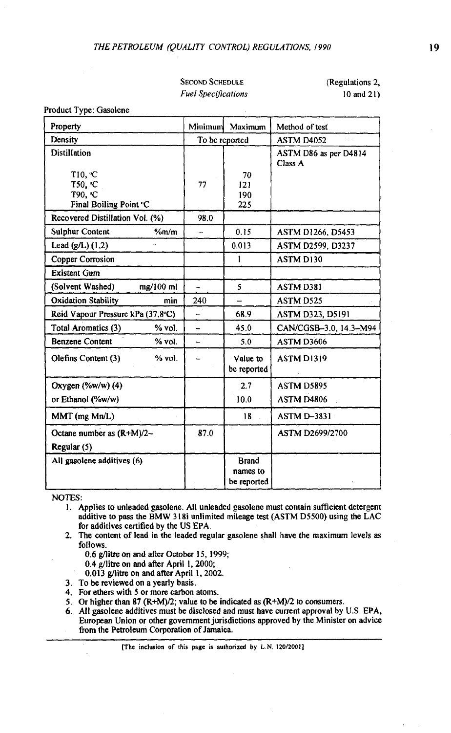SECOND SCHEDULE *Fuel Specifications* (Regulations 2, 10 and 21)

Product Type: Gasolene

| Property | Minimum | Maximum | Method of test |
|---|---|---|---|
| Density | To be reported | | ASTM D4052 |
| Distillation<br><br>T10, °C<br>T50, °C<br>T90, °C<br>Final Boiling Point °C | <br><br><br>77 | <br><br>70<br>121<br>190<br>225 | ASTM D86 as per D4814 Class A |
| Recovered Distillation Vol. (%) | 98.0 | | |
| Sulphur Content %m/m | – | 0.15 | ASTM D1266, D5453 |
| Lead (g/L) (1,2) | | 0.013 | ASTM D2599, D3237 |
| Copper Corrosion | | 1 | ASTM D130 |
| Existent Gum | | | |
| (Solvent Washed) mg/100 ml | – | 5 | ASTM D381 |
| Oxidation Stability min | 240 | – | ASTM D525 |
| Reid Vapour Pressure kPa (37.8°C) | – | 68.9 | ASTM D323, D5191 |
| Total Aromatics (3) % vol. | – | 45.0 | CAN/CGSB-3.0, 14.3-M94 |
| Benzene Content % vol. | – | 5.0 | ASTM D3606 |
| Olefins Content (3) % vol. | – | Value to be reported | ASTM D1319 |
| Oxygen (%w/w) (4)<br>or Ethanol (%w/w) | | 2.7<br>10.0 | ASTM D5895<br>ASTM D4806 |
| MMT (mg Mn/L) | | 18 | ASTM D-3831 |
| Octane number as (R+M)/2–<br>Regular (5) | 87.0 | | ASTM D2699/2700 |
| All gasolene additives (6) | | Brand names to be reported | |

NOTES:

1. Applies to unleaded gasolene. All unleaded gasolene must contain sufficient detergent additive to pass the BMW 318i unlimited mileage test (ASTM D5500) using the LAC for additives certified by the US EPA.
2. The content of lead in the leaded regular gasolene shall have the maximum levels as follows.
   - 0.6 g/litre on and after October 15, 1999;
   - 0.4 g/litre on and after April 1, 2000;
   - 0.013 g/litre on and after April 1, 2002.
3. To be reviewed on a yearly basis.
4. For ethers with 5 or more carbon atoms.
5. Or higher than 87 (R+M)/2; value to be indicated as (R+M)/2 to consumers.
6. All gasolene additives must be disclosed and must have current approval by U.S. EPA, European Union or other government jurisdictions approved by the Minister on advice from the Petroleum Corporation of Jamaica.

[The inclusion of this page is authorized by L.N. 120/2001]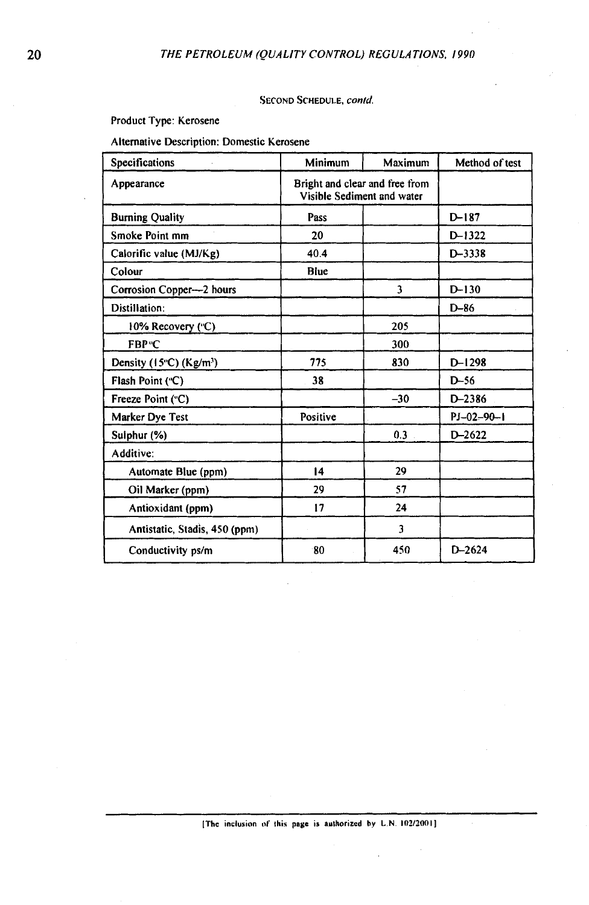SECOND SCHEDULE, *contd.*

Product Type: Kerosene

Alternative Description: Domestic Kerosene

| Specifications | Minimum | Maximum | Method of test |
|---|---|---|---|
| Appearance | Bright and clear and free from Visible Sediment and water | | |
| Burning Quality | Pass | | D–187 |
| Smoke Point mm | 20 | | D–1322 |
| Calorific value (MJ/Kg) | 40.4 | | D–3338 |
| Colour | Blue | | |
| Corrosion Copper—2 hours | | 3 | D–130 |
| Distillation: | | | D–86 |
| 10% Recovery (°C) | | 205 | |
| FBP °C | | 300 | |
| Density (15°C) (Kg/m³) | 775 | 830 | D–1298 |
| Flash Point (°C) | 38 | | D–56 |
| Freeze Point (°C) | | –30 | D–2386 |
| Marker Dye Test | Positive | | PJ–02–90–1 |
| Sulphur (%) | | 0.3 | D–2622 |
| Additive: | | | |
| Automate Blue (ppm) | 14 | 29 | |
| Oil Marker (ppm) | 29 | 57 | |
| Antioxidant (ppm) | 17 | 24 | |
| Antistatic, Stadis, 450 (ppm) | | 3 | |
| Conductivity ps/m | 80 | 450 | D–2624 |

[The inclusion of this page is authorized by L.N. 102/2001]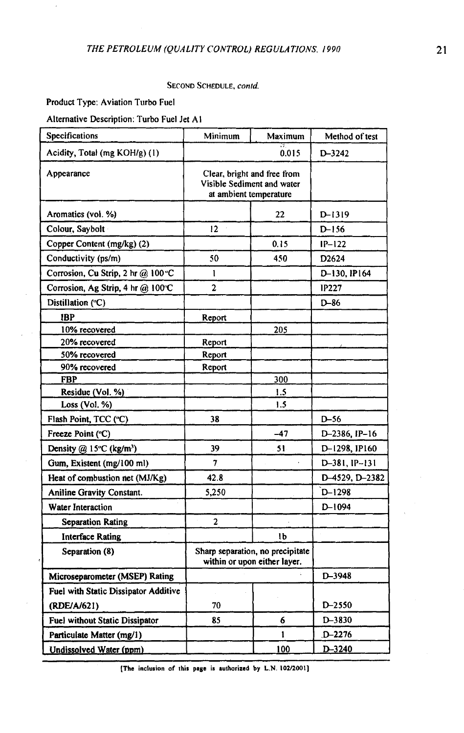SECOND SCHEDULE, *contd.*

Product Type: Aviation Turbo Fuel

Alternative Description: Turbo Fuel Jet A1

| Specifications | Minimum | Maximum | Method of test |
|---|---|---|---|
| Acidity, Total (mg KOH/g) (1) | | 0.015 | D–3242 |
| Appearance | Clear, bright and free from Visible Sediment and water at ambient temperature | | |
| Aromatics (vol. %) | | 22 | D–1319 |
| Colour, Saybolt | 12 | | D–156 |
| Copper Content (mg/kg) (2) | | 0.15 | IP–122 |
| Conductivity (ps/m) | 50 | 450 | D2624 |
| Corrosion, Cu Strip, 2 hr @ 100°C | 1 | | D–130, IP164 |
| Corrosion, Ag Strip, 4 hr @ 100°C | 2 | | IP227 |
| Distillation (°C) | | | D–86 |
| IBP | Report | | |
| 10% recovered | | 205 | |
| 20% recovered | Report | | |
| 50% recovered | Report | | |
| 90% recovered | Report | | |
| FBP | | 300 | |
| Residue (Vol. %) | | 1.5 | |
| Loss (Vol. %) | | 1.5 | |
| Flash Point, TCC (°C) | 38 | | D–56 |
| Freeze Point (°C) | | –47 | D–2386, IP–16 |
| Density @ 15°C (kg/m³) | 39 | 51 | D–1298, IP160 |
| Gum, Existent (mg/100 ml) | 7 | | D–381, IP–131 |
| Heat of combustion net (MJ/Kg) | 42.8 | | D–4529, D–2382 |
| Aniline Gravity Constant. | 5,250 | | D–1298 |
| Water Interaction | | | D–1094 |
| Separation Rating | 2 | | |
| Interface Rating | | 1b | |
| Separation (8) | Sharp separation, no precipitate within or upon either layer. | | |
| Microseparometer (MSEP) Rating | | | D–3948 |
| Fuel with Static Dissipator Additive (RDE/A/621) | 70 | | D–2550 |
| Fuel without Static Dissipator | 85 | 6 | D–3830 |
| Particulate Matter (mg/l) | | 1 | D–2276 |
| Undissolved Water (ppm) | | 100 | D–3240 |

[The inclusion of this page is authorized by L.N. 102/2001]